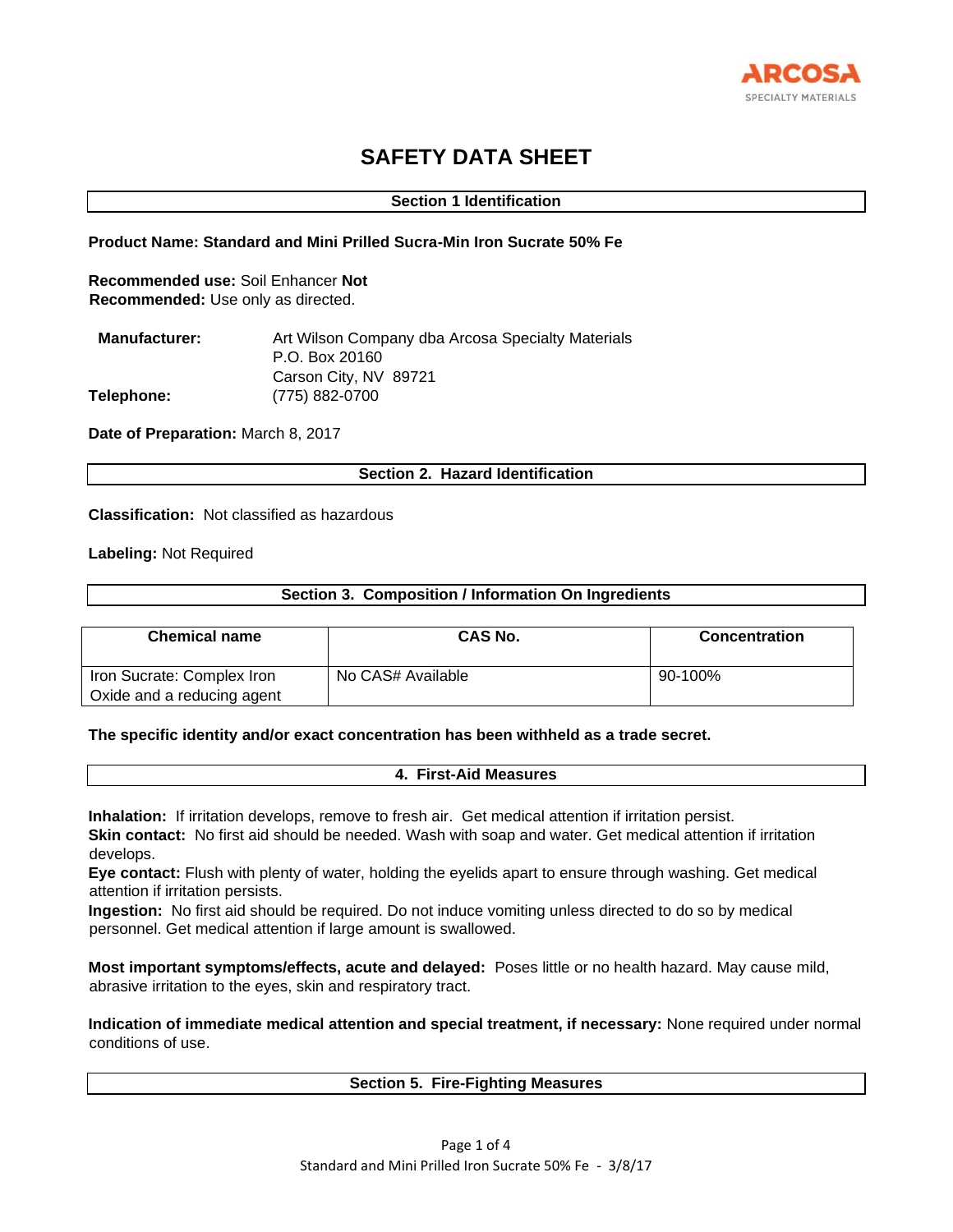ARCOSA
SPECIALTY MATERIALS

# SAFETY DATA SHEET

## Section 1 Identification

**Product Name: Standard and Mini Prilled Sucra-Min Iron Sucrate 50% Fe**

**Recommended use:** Soil Enhancer **Not Recommended:** Use only as directed.

**Manufacturer:** Art Wilson Company dba Arcosa Specialty Materials
P.O. Box 20160
Carson City, NV 89721

**Telephone:** (775) 882-0700

**Date of Preparation:** March 8, 2017

## Section 2. Hazard Identification

**Classification:** Not classified as hazardous

**Labeling:** Not Required

## Section 3. Composition / Information On Ingredients

| Chemical name | CAS No. | Concentration |
|---|---|---|
| Iron Sucrate: Complex Iron Oxide and a reducing agent | No CAS# Available | 90-100% |

**The specific identity and/or exact concentration has been withheld as a trade secret.**

## 4. First-Aid Measures

**Inhalation:** If irritation develops, remove to fresh air. Get medical attention if irritation persist.
**Skin contact:** No first aid should be needed. Wash with soap and water. Get medical attention if irritation develops.
**Eye contact:** Flush with plenty of water, holding the eyelids apart to ensure through washing. Get medical attention if irritation persists.
**Ingestion:** No first aid should be required. Do not induce vomiting unless directed to do so by medical personnel. Get medical attention if large amount is swallowed.

**Most important symptoms/effects, acute and delayed:** Poses little or no health hazard. May cause mild, abrasive irritation to the eyes, skin and respiratory tract.

**Indication of immediate medical attention and special treatment, if necessary:** None required under normal conditions of use.

## Section 5. Fire-Fighting Measures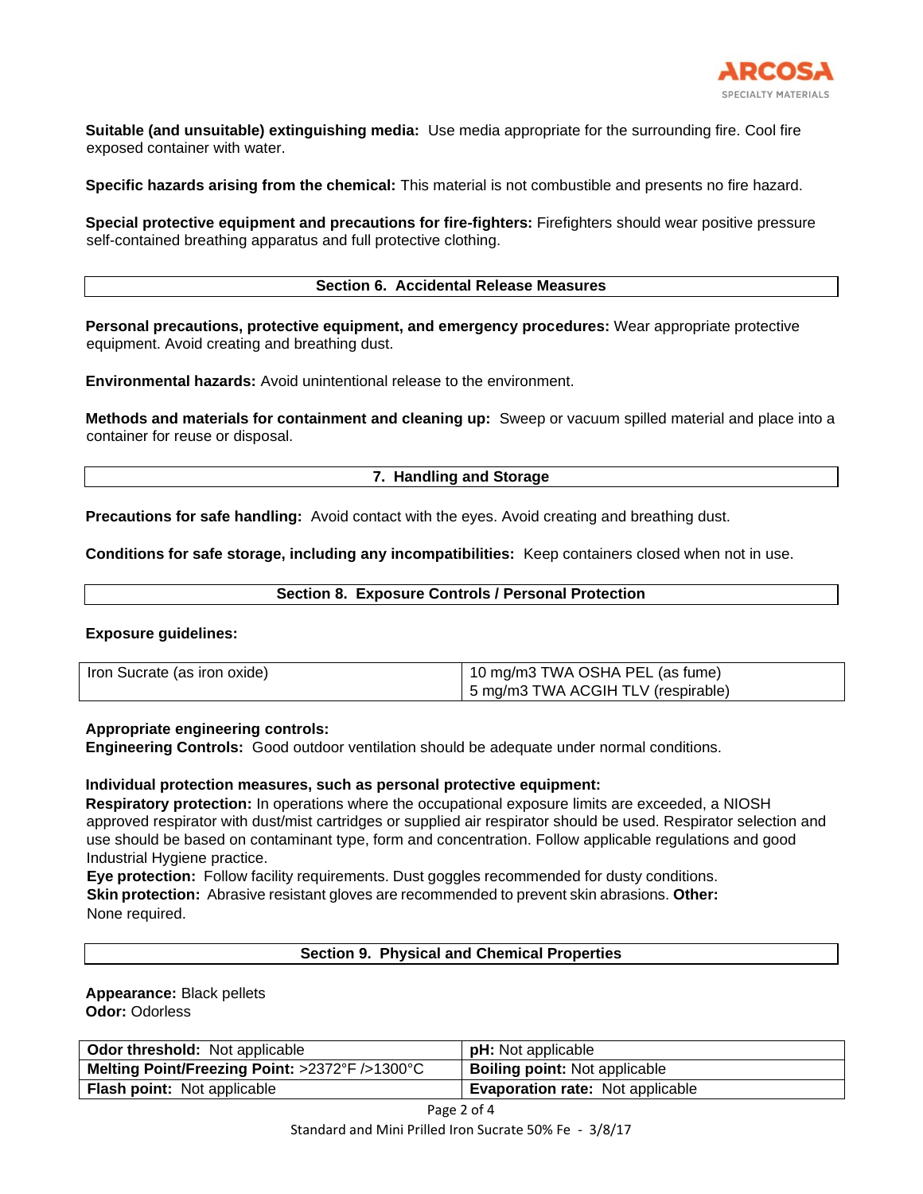**Suitable (and unsuitable) extinguishing media:** Use media appropriate for the surrounding fire. Cool fire exposed container with water.

**Specific hazards arising from the chemical:** This material is not combustible and presents no fire hazard.

**Special protective equipment and precautions for fire-fighters:** Firefighters should wear positive pressure self-contained breathing apparatus and full protective clothing.

## Section 6. Accidental Release Measures

**Personal precautions, protective equipment, and emergency procedures:** Wear appropriate protective equipment. Avoid creating and breathing dust.

**Environmental hazards:** Avoid unintentional release to the environment.

**Methods and materials for containment and cleaning up:** Sweep or vacuum spilled material and place into a container for reuse or disposal.

## 7. Handling and Storage

**Precautions for safe handling:** Avoid contact with the eyes. Avoid creating and breathing dust.

**Conditions for safe storage, including any incompatibilities:** Keep containers closed when not in use.

## Section 8. Exposure Controls / Personal Protection

**Exposure guidelines:**

| | |
|---|---|
| Iron Sucrate (as iron oxide) | 10 mg/m3 TWA OSHA PEL (as fume)<br>5 mg/m3 TWA ACGIH TLV (respirable) |

**Appropriate engineering controls:**
**Engineering Controls:** Good outdoor ventilation should be adequate under normal conditions.

**Individual protection measures, such as personal protective equipment:**
**Respiratory protection:** In operations where the occupational exposure limits are exceeded, a NIOSH approved respirator with dust/mist cartridges or supplied air respirator should be used. Respirator selection and use should be based on contaminant type, form and concentration. Follow applicable regulations and good Industrial Hygiene practice.
**Eye protection:** Follow facility requirements. Dust goggles recommended for dusty conditions.
**Skin protection:** Abrasive resistant gloves are recommended to prevent skin abrasions. **Other:** None required.

## Section 9. Physical and Chemical Properties

**Appearance:** Black pellets
**Odor:** Odorless

| | |
|---|---|
| **Odor threshold:** Not applicable | **pH:** Not applicable |
| **Melting Point/Freezing Point:** >2372°F />1300°C | **Boiling point:** Not applicable |
| **Flash point:** Not applicable | **Evaporation rate:** Not applicable |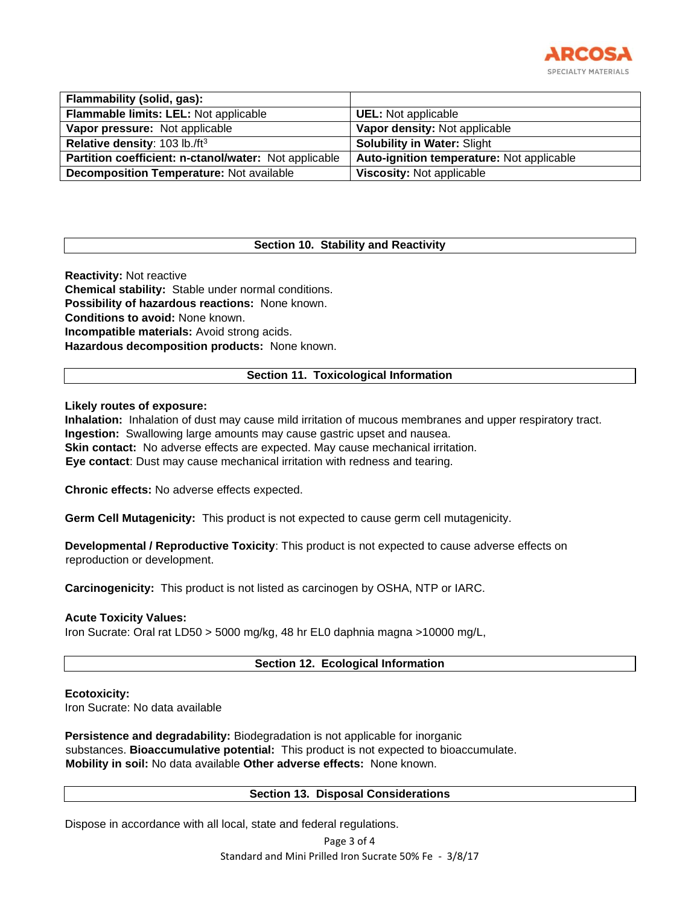| Flammability (solid, gas): | |
|---|---|
| **Flammable limits: LEL:** Not applicable | **UEL:** Not applicable |
| **Vapor pressure:** Not applicable | **Vapor density:** Not applicable |
| **Relative density**: 103 lb./ft$^3$ | **Solubility in Water:** Slight |
| **Partition coefficient: n-ctanol/water:** Not applicable | **Auto-ignition temperature:** Not applicable |
| **Decomposition Temperature:** Not available | **Viscosity:** Not applicable |

## Section 10. Stability and Reactivity

**Reactivity:** Not reactive
**Chemical stability:** Stable under normal conditions.
**Possibility of hazardous reactions:** None known.
**Conditions to avoid:** None known.
**Incompatible materials:** Avoid strong acids.
**Hazardous decomposition products:** None known.

## Section 11. Toxicological Information

**Likely routes of exposure:**
**Inhalation:** Inhalation of dust may cause mild irritation of mucous membranes and upper respiratory tract.
**Ingestion:** Swallowing large amounts may cause gastric upset and nausea.
**Skin contact:** No adverse effects are expected. May cause mechanical irritation.
**Eye contact**: Dust may cause mechanical irritation with redness and tearing.

**Chronic effects:** No adverse effects expected.

**Germ Cell Mutagenicity:** This product is not expected to cause germ cell mutagenicity.

**Developmental / Reproductive Toxicity**: This product is not expected to cause adverse effects on reproduction or development.

**Carcinogenicity:** This product is not listed as carcinogen by OSHA, NTP or IARC.

**Acute Toxicity Values:**
Iron Sucrate: Oral rat LD50 > 5000 mg/kg, 48 hr EL0 daphnia magna >10000 mg/L,

## Section 12. Ecological Information

**Ecotoxicity:**
Iron Sucrate: No data available

**Persistence and degradability:** Biodegradation is not applicable for inorganic substances. **Bioaccumulative potential:** This product is not expected to bioaccumulate. **Mobility in soil:** No data available **Other adverse effects:** None known.

## Section 13. Disposal Considerations

Dispose in accordance with all local, state and federal regulations.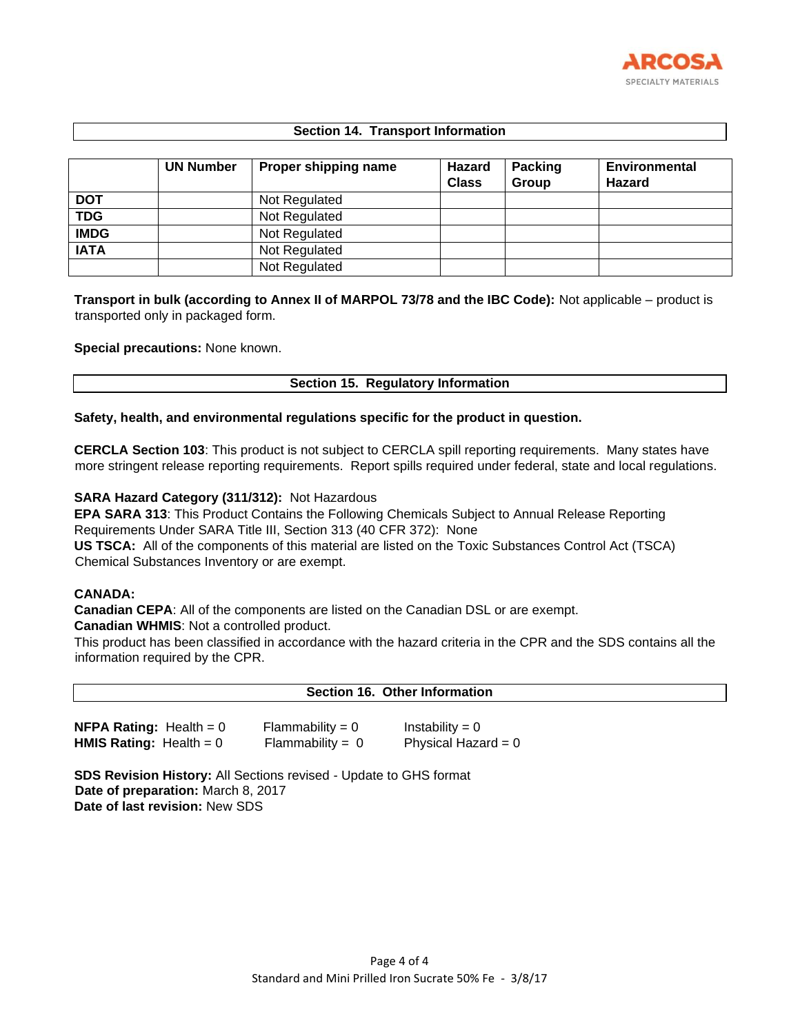## Section 14. Transport Information

| | UN Number | Proper shipping name | Hazard Class | Packing Group | Environmental Hazard |
|---|---|---|---|---|---|
| **DOT** | | Not Regulated | | | |
| **TDG** | | Not Regulated | | | |
| **IMDG** | | Not Regulated | | | |
| **IATA** | | Not Regulated | | | |
| | | Not Regulated | | | |

**Transport in bulk (according to Annex II of MARPOL 73/78 and the IBC Code):** Not applicable – product is transported only in packaged form.

**Special precautions:** None known.

## Section 15. Regulatory Information

**Safety, health, and environmental regulations specific for the product in question.**

**CERCLA Section 103**: This product is not subject to CERCLA spill reporting requirements. Many states have more stringent release reporting requirements. Report spills required under federal, state and local regulations.

**SARA Hazard Category (311/312):** Not Hazardous
**EPA SARA 313**: This Product Contains the Following Chemicals Subject to Annual Release Reporting Requirements Under SARA Title III, Section 313 (40 CFR 372): None
**US TSCA:** All of the components of this material are listed on the Toxic Substances Control Act (TSCA) Chemical Substances Inventory or are exempt.

**CANADA:**
**Canadian CEPA**: All of the components are listed on the Canadian DSL or are exempt.
**Canadian WHMIS**: Not a controlled product.
This product has been classified in accordance with the hazard criteria in the CPR and the SDS contains all the information required by the CPR.

## Section 16. Other Information

**NFPA Rating:** Health = 0 Flammability = 0 Instability = 0
**HMIS Rating:** Health = 0 Flammability = 0 Physical Hazard = 0

**SDS Revision History:** All Sections revised - Update to GHS format
**Date of preparation:** March 8, 2017
**Date of last revision:** New SDS